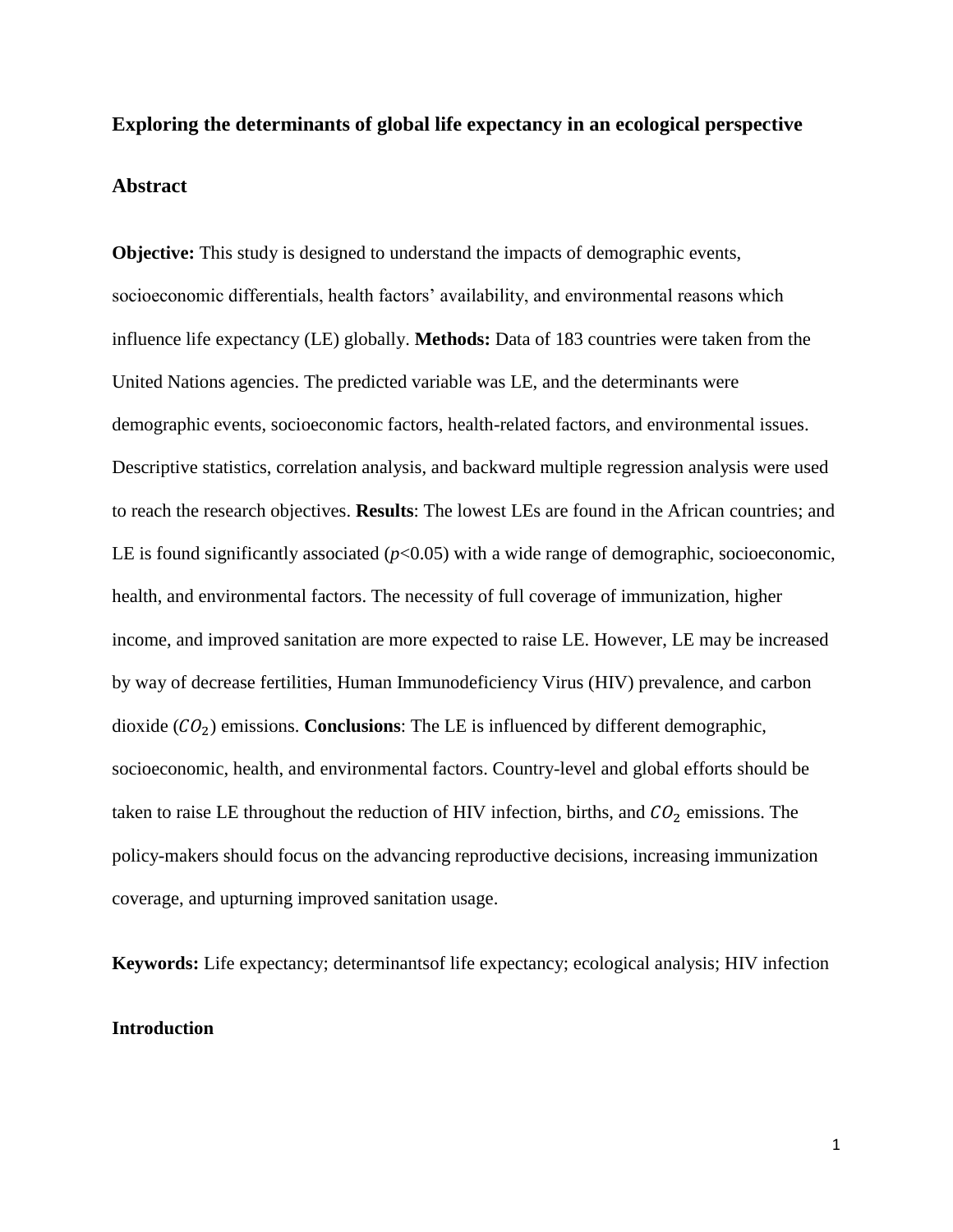# Exploring the determinants of global life expectancy in an ecological perspective

## Abstract

**Objective:** This study is designed to understand the impacts of demographic events, socioeconomic differentials, health factors' availability, and environmental reasons which influence life expectancy (LE) globally. **Methods:** Data of 183 countries were taken from the United Nations agencies. The predicted variable was LE, and the determinants were demographic events, socioeconomic factors, health-related factors, and environmental issues. Descriptive statistics, correlation analysis, and backward multiple regression analysis were used to reach the research objectives. **Results**: The lowest LEs are found in the African countries; and LE is found significantly associated ($p$<0.05) with a wide range of demographic, socioeconomic, health, and environmental factors. The necessity of full coverage of immunization, higher income, and improved sanitation are more expected to raise LE. However, LE may be increased by way of decrease fertilities, Human Immunodeficiency Virus (HIV) prevalence, and carbon dioxide ($CO_2$) emissions. **Conclusions**: The LE is influenced by different demographic, socioeconomic, health, and environmental factors. Country-level and global efforts should be taken to raise LE throughout the reduction of HIV infection, births, and $CO_2$ emissions. The policy-makers should focus on the advancing reproductive decisions, increasing immunization coverage, and upturning improved sanitation usage.

**Keywords:** Life expectancy; determinantsof life expectancy; ecological analysis; HIV infection

## Introduction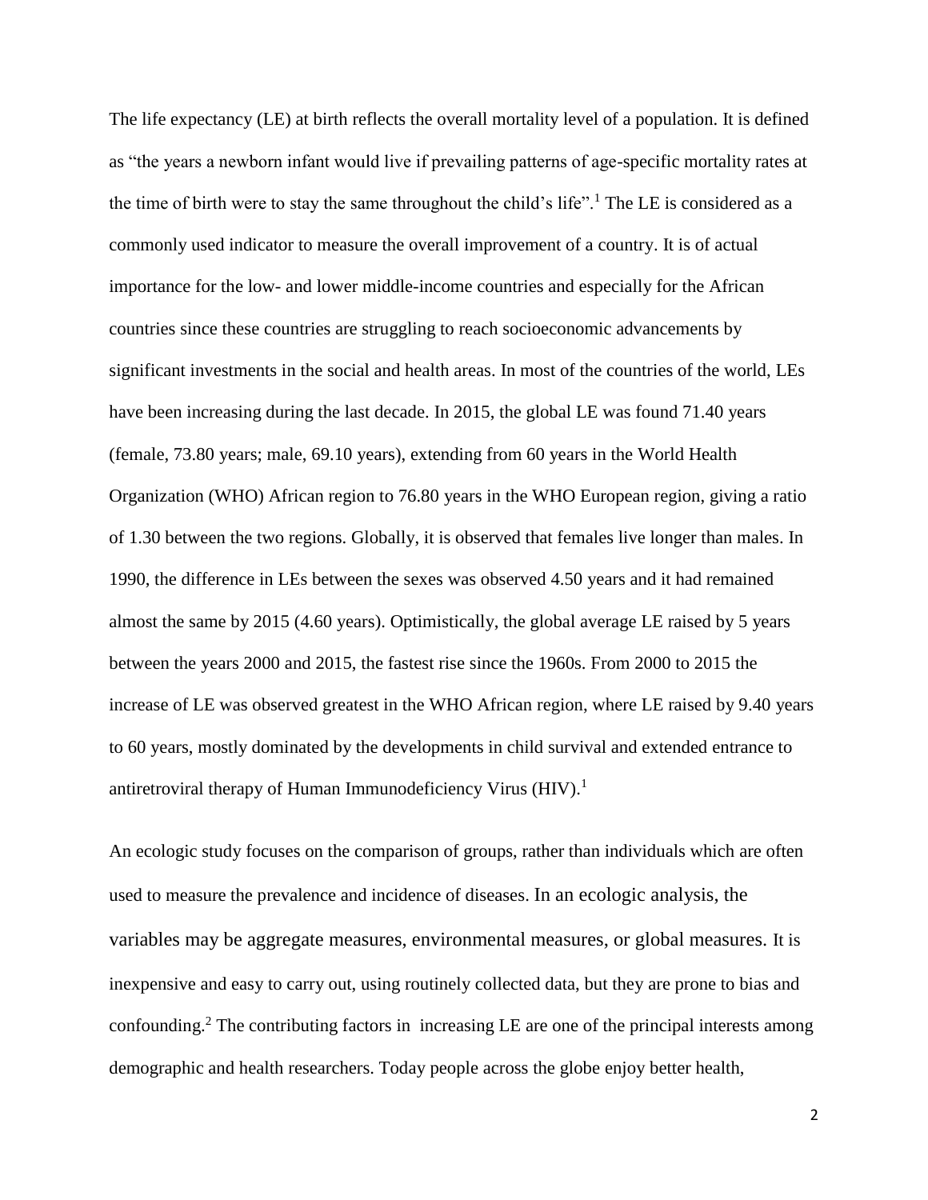The life expectancy (LE) at birth reflects the overall mortality level of a population. It is defined as "the years a newborn infant would live if prevailing patterns of age-specific mortality rates at the time of birth were to stay the same throughout the child's life".[1] The LE is considered as a commonly used indicator to measure the overall improvement of a country. It is of actual importance for the low- and lower middle-income countries and especially for the African countries since these countries are struggling to reach socioeconomic advancements by significant investments in the social and health areas. In most of the countries of the world, LEs have been increasing during the last decade. In 2015, the global LE was found 71.40 years (female, 73.80 years; male, 69.10 years), extending from 60 years in the World Health Organization (WHO) African region to 76.80 years in the WHO European region, giving a ratio of 1.30 between the two regions. Globally, it is observed that females live longer than males. In 1990, the difference in LEs between the sexes was observed 4.50 years and it had remained almost the same by 2015 (4.60 years). Optimistically, the global average LE raised by 5 years between the years 2000 and 2015, the fastest rise since the 1960s. From 2000 to 2015 the increase of LE was observed greatest in the WHO African region, where LE raised by 9.40 years to 60 years, mostly dominated by the developments in child survival and extended entrance to antiretroviral therapy of Human Immunodeficiency Virus (HIV).[1]

An ecologic study focuses on the comparison of groups, rather than individuals which are often used to measure the prevalence and incidence of diseases. In an ecologic analysis, the variables may be aggregate measures, environmental measures, or global measures. It is inexpensive and easy to carry out, using routinely collected data, but they are prone to bias and confounding.[2] The contributing factors in increasing LE are one of the principal interests among demographic and health researchers. Today people across the globe enjoy better health,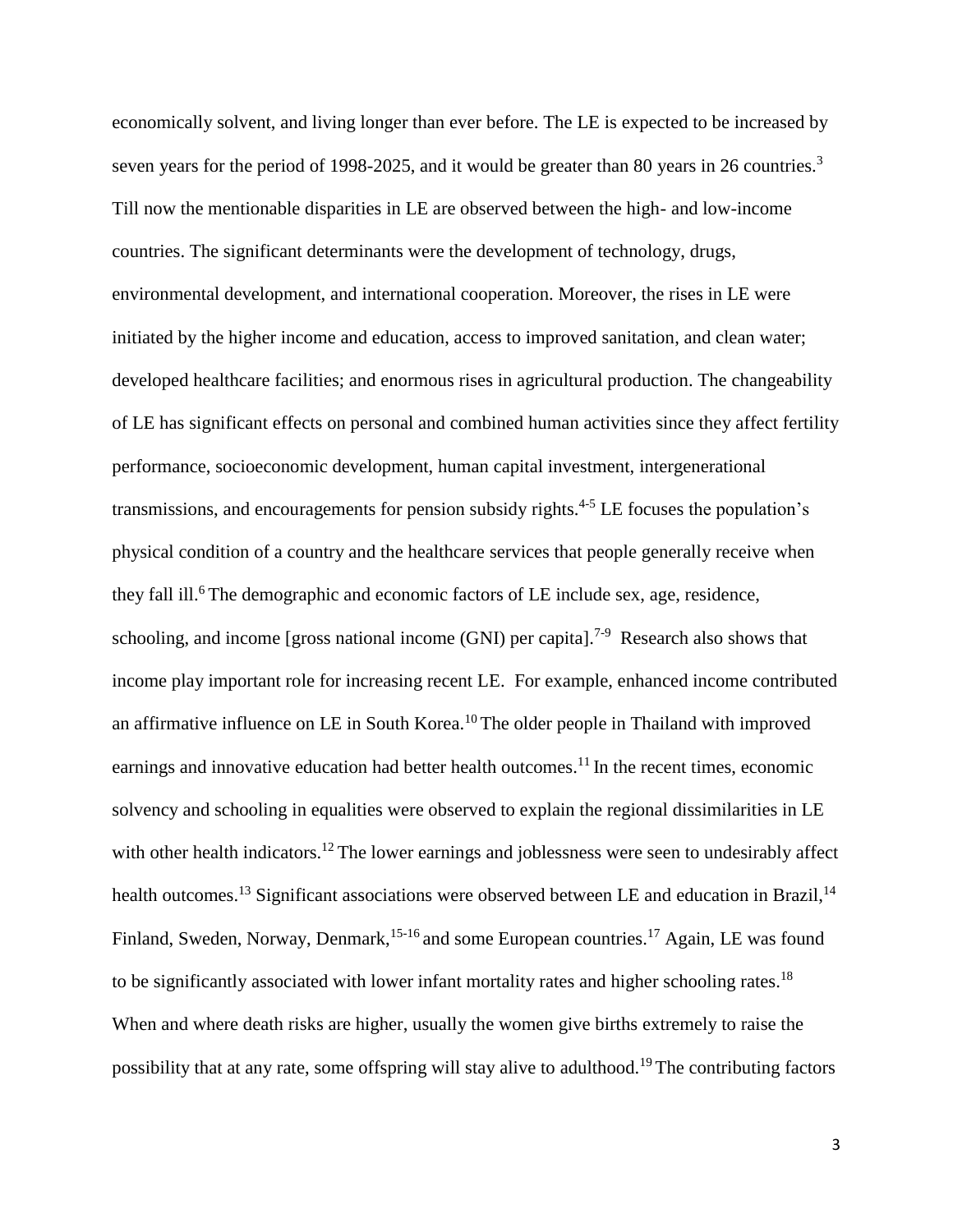economically solvent, and living longer than ever before. The LE is expected to be increased by seven years for the period of 1998-2025, and it would be greater than 80 years in 26 countries.[3] Till now the mentionable disparities in LE are observed between the high- and low-income countries. The significant determinants were the development of technology, drugs, environmental development, and international cooperation. Moreover, the rises in LE were initiated by the higher income and education, access to improved sanitation, and clean water; developed healthcare facilities; and enormous rises in agricultural production. The changeability of LE has significant effects on personal and combined human activities since they affect fertility performance, socioeconomic development, human capital investment, intergenerational transmissions, and encouragements for pension subsidy rights.[4-5] LE focuses the population's physical condition of a country and the healthcare services that people generally receive when they fall ill.[6] The demographic and economic factors of LE include sex, age, residence, schooling, and income [gross national income (GNI) per capita].[7-9] Research also shows that income play important role for increasing recent LE. For example, enhanced income contributed an affirmative influence on LE in South Korea.[10] The older people in Thailand with improved earnings and innovative education had better health outcomes.[11] In the recent times, economic solvency and schooling in equalities were observed to explain the regional dissimilarities in LE with other health indicators.[12] The lower earnings and joblessness were seen to undesirably affect health outcomes.[13] Significant associations were observed between LE and education in Brazil,[14] Finland, Sweden, Norway, Denmark,[15-16] and some European countries.[17] Again, LE was found to be significantly associated with lower infant mortality rates and higher schooling rates.[18] When and where death risks are higher, usually the women give births extremely to raise the possibility that at any rate, some offspring will stay alive to adulthood.[19] The contributing factors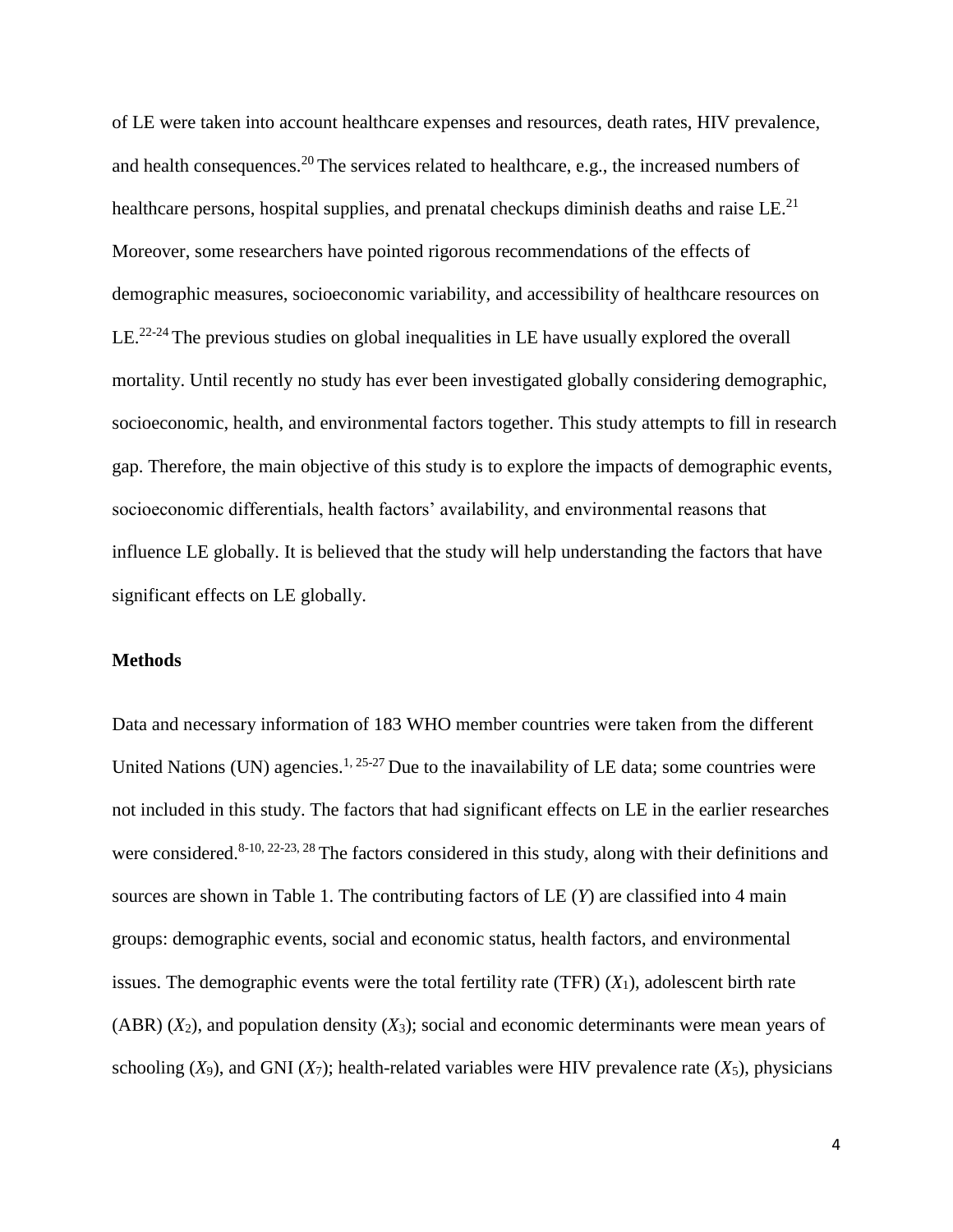of LE were taken into account healthcare expenses and resources, death rates, HIV prevalence, and health consequences.[20] The services related to healthcare, e.g., the increased numbers of healthcare persons, hospital supplies, and prenatal checkups diminish deaths and raise LE.[21] Moreover, some researchers have pointed rigorous recommendations of the effects of demographic measures, socioeconomic variability, and accessibility of healthcare resources on LE.[22-24] The previous studies on global inequalities in LE have usually explored the overall mortality. Until recently no study has ever been investigated globally considering demographic, socioeconomic, health, and environmental factors together. This study attempts to fill in research gap. Therefore, the main objective of this study is to explore the impacts of demographic events, socioeconomic differentials, health factors' availability, and environmental reasons that influence LE globally. It is believed that the study will help understanding the factors that have significant effects on LE globally.

**Methods**

Data and necessary information of 183 WHO member countries were taken from the different United Nations (UN) agencies.[1, 25-27] Due to the inavailability of LE data; some countries were not included in this study. The factors that had significant effects on LE in the earlier researches were considered.[8-10, 22-23, 28] The factors considered in this study, along with their definitions and sources are shown in Table 1. The contributing factors of LE ($Y$) are classified into 4 main groups: demographic events, social and economic status, health factors, and environmental issues. The demographic events were the total fertility rate (TFR) ($X_1$), adolescent birth rate (ABR) ($X_2$), and population density ($X_3$); social and economic determinants were mean years of schooling ($X_9$), and GNI ($X_7$); health-related variables were HIV prevalence rate ($X_5$), physicians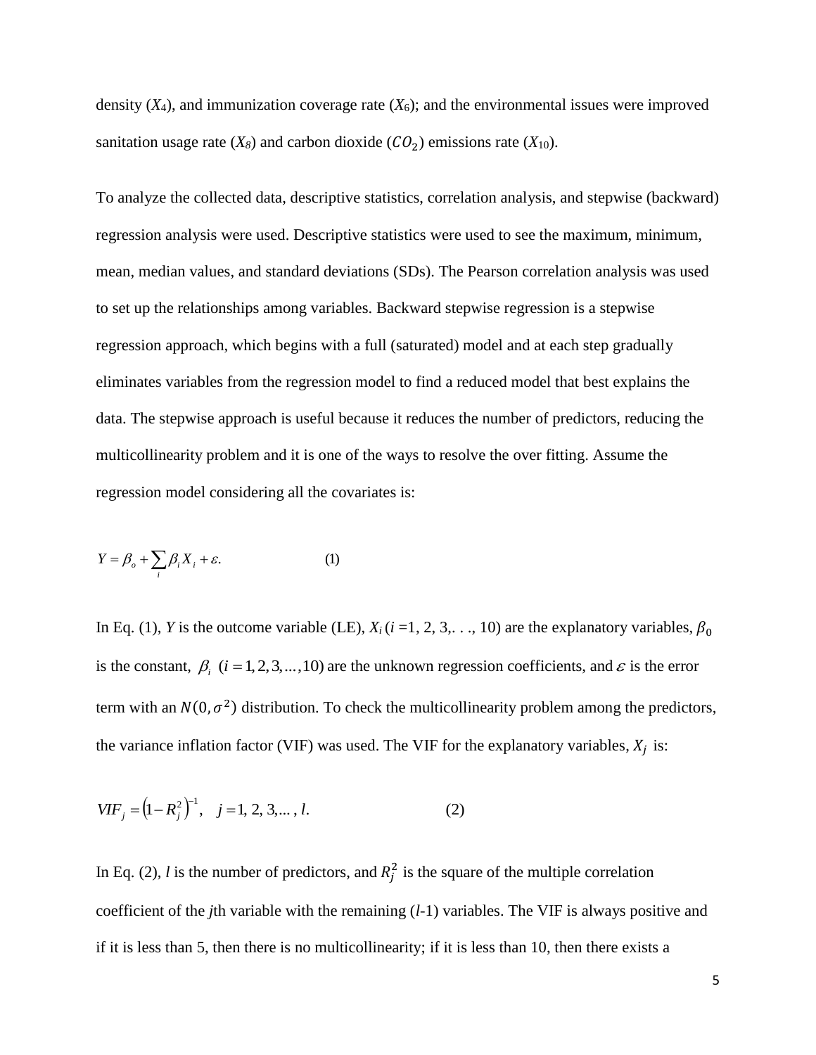density ($X_4$), and immunization coverage rate ($X_6$); and the environmental issues were improved sanitation usage rate ($X_8$) and carbon dioxide ($CO_2$) emissions rate ($X_{10}$).

To analyze the collected data, descriptive statistics, correlation analysis, and stepwise (backward) regression analysis were used. Descriptive statistics were used to see the maximum, minimum, mean, median values, and standard deviations (SDs). The Pearson correlation analysis was used to set up the relationships among variables. Backward stepwise regression is a stepwise regression approach, which begins with a full (saturated) model and at each step gradually eliminates variables from the regression model to find a reduced model that best explains the data. The stepwise approach is useful because it reduces the number of predictors, reducing the multicollinearity problem and it is one of the ways to resolve the over fitting. Assume the regression model considering all the covariates is:

$$Y = \beta_o + \sum_i \beta_i X_i + \varepsilon. \qquad (1)$$

In Eq. (1), $Y$ is the outcome variable (LE), $X_i$ ($i$ =1, 2, 3,. . ., 10) are the explanatory variables, $\beta_0$ is the constant, $\beta_i$ $(i = 1, 2, 3, \ldots, 10)$ are the unknown regression coefficients, and $\varepsilon$ is the error term with an $N(0, \sigma^2)$ distribution. To check the multicollinearity problem among the predictors, the variance inflation factor (VIF) was used. The VIF for the explanatory variables, $X_j$ is:

$$VIF_j = \left(1 - R_j^2\right)^{-1}, \quad j = 1, 2, 3, \ldots, l. \qquad (2)$$

In Eq. (2), $l$ is the number of predictors, and $R_j^2$ is the square of the multiple correlation coefficient of the $j$th variable with the remaining ($l$-1) variables. The VIF is always positive and if it is less than 5, then there is no multicollinearity; if it is less than 10, then there exists a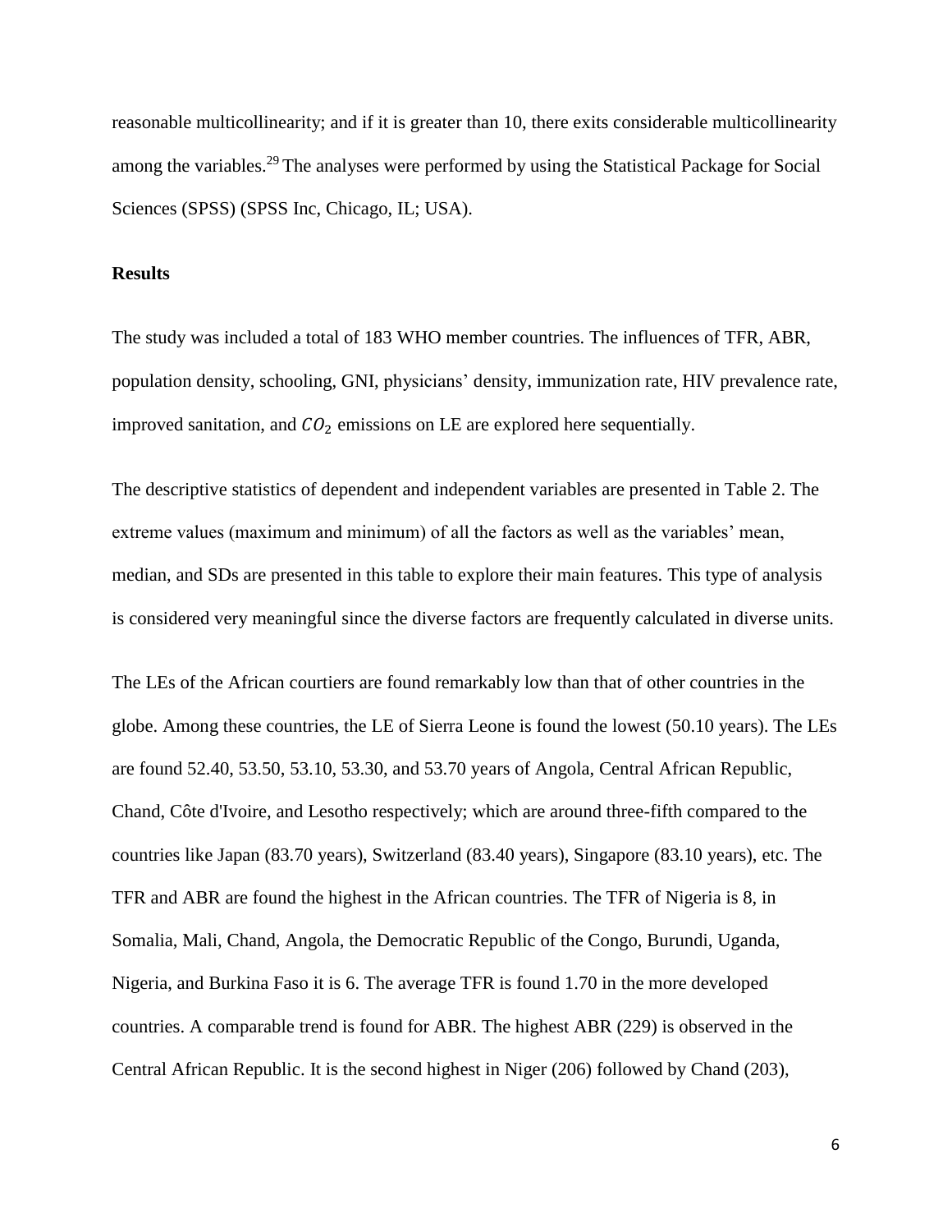reasonable multicollinearity; and if it is greater than 10, there exits considerable multicollinearity among the variables.[29] The analyses were performed by using the Statistical Package for Social Sciences (SPSS) (SPSS Inc, Chicago, IL; USA).

**Results**

The study was included a total of 183 WHO member countries. The influences of TFR, ABR, population density, schooling, GNI, physicians' density, immunization rate, HIV prevalence rate, improved sanitation, and $CO_2$ emissions on LE are explored here sequentially.

The descriptive statistics of dependent and independent variables are presented in Table 2. The extreme values (maximum and minimum) of all the factors as well as the variables' mean, median, and SDs are presented in this table to explore their main features. This type of analysis is considered very meaningful since the diverse factors are frequently calculated in diverse units.

The LEs of the African courtiers are found remarkably low than that of other countries in the globe. Among these countries, the LE of Sierra Leone is found the lowest (50.10 years). The LEs are found 52.40, 53.50, 53.10, 53.30, and 53.70 years of Angola, Central African Republic, Chand, Côte d'Ivoire, and Lesotho respectively; which are around three-fifth compared to the countries like Japan (83.70 years), Switzerland (83.40 years), Singapore (83.10 years), etc. The TFR and ABR are found the highest in the African countries. The TFR of Nigeria is 8, in Somalia, Mali, Chand, Angola, the Democratic Republic of the Congo, Burundi, Uganda, Nigeria, and Burkina Faso it is 6. The average TFR is found 1.70 in the more developed countries. A comparable trend is found for ABR. The highest ABR (229) is observed in the Central African Republic. It is the second highest in Niger (206) followed by Chand (203),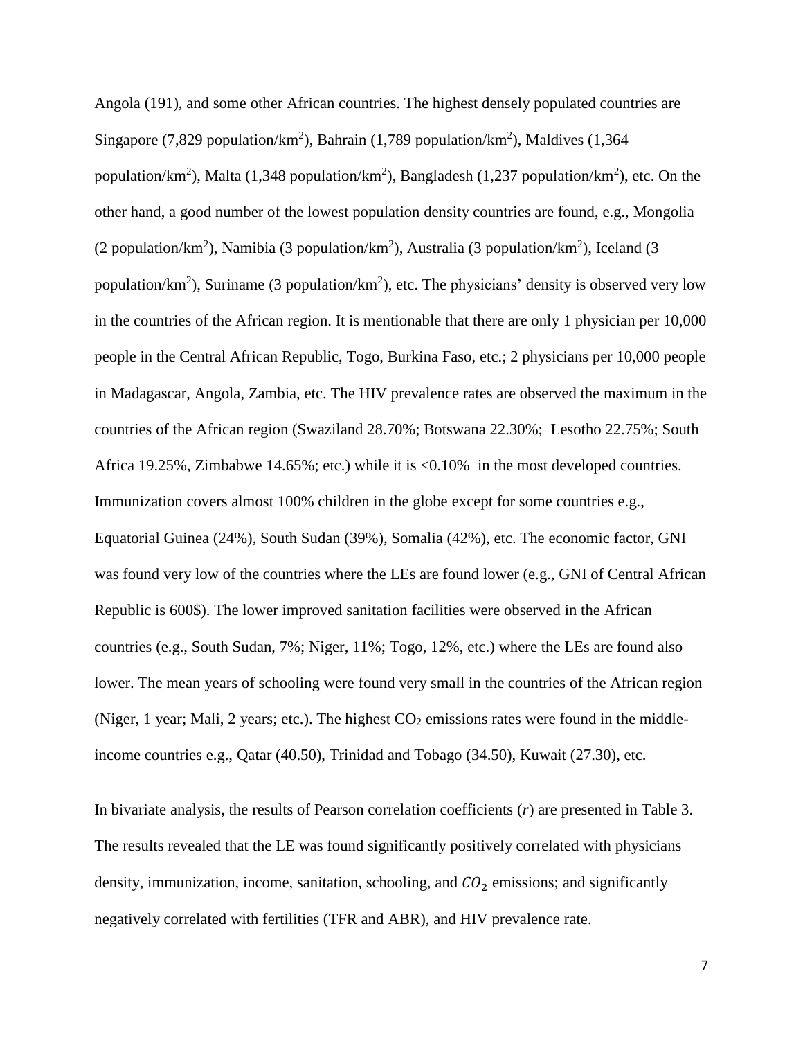Angola (191), and some other African countries. The highest densely populated countries are Singapore (7,829 population/km$^2$), Bahrain (1,789 population/km$^2$), Maldives (1,364 population/km$^2$), Malta (1,348 population/km$^2$), Bangladesh (1,237 population/km$^2$), etc. On the other hand, a good number of the lowest population density countries are found, e.g., Mongolia (2 population/km$^2$), Namibia (3 population/km$^2$), Australia (3 population/km$^2$), Iceland (3 population/km$^2$), Suriname (3 population/km$^2$), etc. The physicians' density is observed very low in the countries of the African region. It is mentionable that there are only 1 physician per 10,000 people in the Central African Republic, Togo, Burkina Faso, etc.; 2 physicians per 10,000 people in Madagascar, Angola, Zambia, etc. The HIV prevalence rates are observed the maximum in the countries of the African region (Swaziland 28.70%; Botswana 22.30%; Lesotho 22.75%; South Africa 19.25%, Zimbabwe 14.65%; etc.) while it is <0.10% in the most developed countries. Immunization covers almost 100% children in the globe except for some countries e.g., Equatorial Guinea (24%), South Sudan (39%), Somalia (42%), etc. The economic factor, GNI was found very low of the countries where the LEs are found lower (e.g., GNI of Central African Republic is 600$). The lower improved sanitation facilities were observed in the African countries (e.g., South Sudan, 7%; Niger, 11%; Togo, 12%, etc.) where the LEs are found also lower. The mean years of schooling were found very small in the countries of the African region (Niger, 1 year; Mali, 2 years; etc.). The highest $CO_2$ emissions rates were found in the middle-income countries e.g., Qatar (40.50), Trinidad and Tobago (34.50), Kuwait (27.30), etc.

In bivariate analysis, the results of Pearson correlation coefficients ($r$) are presented in Table 3. The results revealed that the LE was found significantly positively correlated with physicians density, immunization, income, sanitation, schooling, and $CO_2$ emissions; and significantly negatively correlated with fertilities (TFR and ABR), and HIV prevalence rate.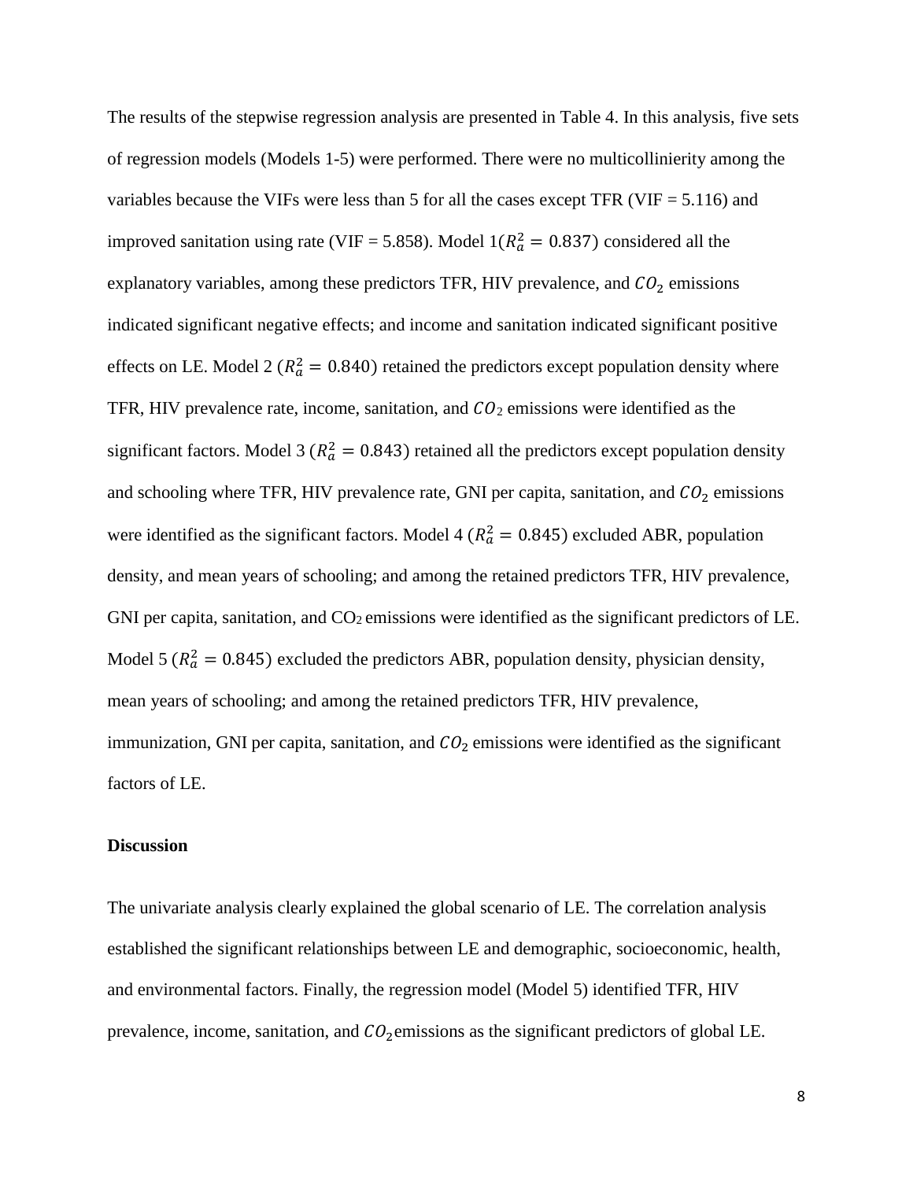The results of the stepwise regression analysis are presented in Table 4. In this analysis, five sets of regression models (Models 1-5) were performed. There were no multicollinierity among the variables because the VIFs were less than 5 for all the cases except TFR (VIF = 5.116) and improved sanitation using rate (VIF = 5.858). Model 1($R_a^2 = 0.837$) considered all the explanatory variables, among these predictors TFR, HIV prevalence, and $CO_2$ emissions indicated significant negative effects; and income and sanitation indicated significant positive effects on LE. Model 2 ($R_a^2 = 0.840$) retained the predictors except population density where TFR, HIV prevalence rate, income, sanitation, and $CO_2$ emissions were identified as the significant factors. Model 3 ($R_a^2 = 0.843$) retained all the predictors except population density and schooling where TFR, HIV prevalence rate, GNI per capita, sanitation, and $CO_2$ emissions were identified as the significant factors. Model 4 ($R_a^2 = 0.845$) excluded ABR, population density, and mean years of schooling; and among the retained predictors TFR, HIV prevalence, GNI per capita, sanitation, and $CO_2$ emissions were identified as the significant predictors of LE. Model 5 ($R_a^2 = 0.845$) excluded the predictors ABR, population density, physician density, mean years of schooling; and among the retained predictors TFR, HIV prevalence, immunization, GNI per capita, sanitation, and $CO_2$ emissions were identified as the significant factors of LE.

**Discussion**

The univariate analysis clearly explained the global scenario of LE. The correlation analysis established the significant relationships between LE and demographic, socioeconomic, health, and environmental factors. Finally, the regression model (Model 5) identified TFR, HIV prevalence, income, sanitation, and $CO_2$ emissions as the significant predictors of global LE.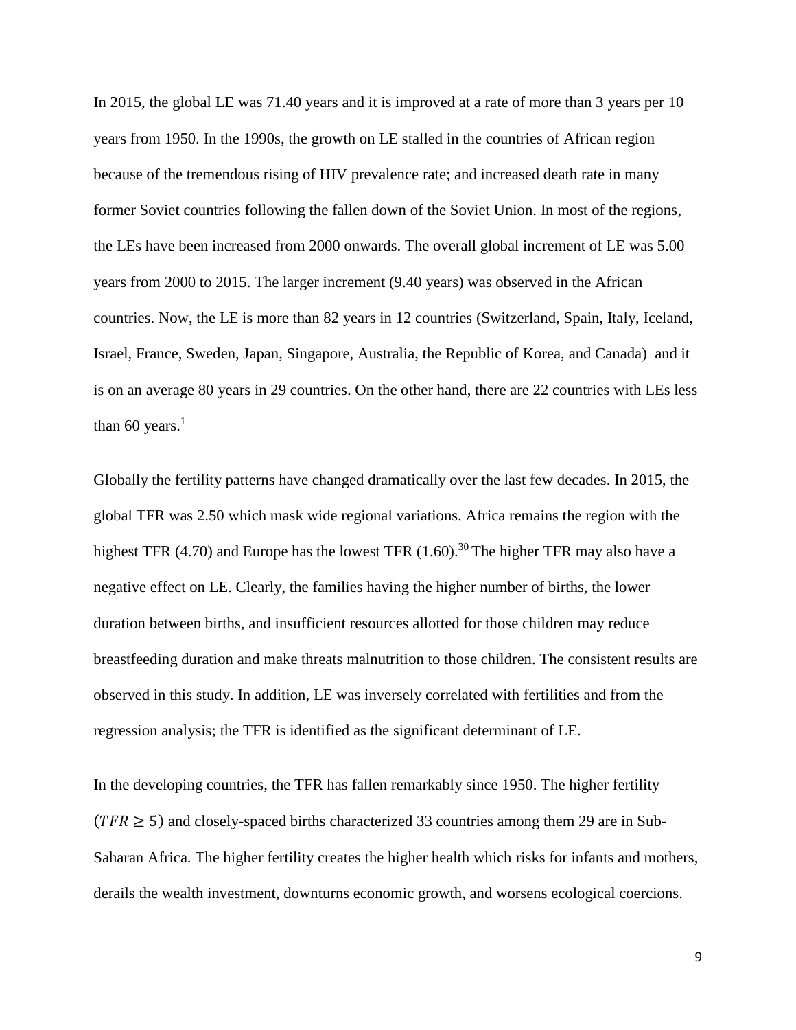In 2015, the global LE was 71.40 years and it is improved at a rate of more than 3 years per 10 years from 1950. In the 1990s, the growth on LE stalled in the countries of African region because of the tremendous rising of HIV prevalence rate; and increased death rate in many former Soviet countries following the fallen down of the Soviet Union. In most of the regions, the LEs have been increased from 2000 onwards. The overall global increment of LE was 5.00 years from 2000 to 2015. The larger increment (9.40 years) was observed in the African countries. Now, the LE is more than 82 years in 12 countries (Switzerland, Spain, Italy, Iceland, Israel, France, Sweden, Japan, Singapore, Australia, the Republic of Korea, and Canada) and it is on an average 80 years in 29 countries. On the other hand, there are 22 countries with LEs less than 60 years.[1]

Globally the fertility patterns have changed dramatically over the last few decades. In 2015, the global TFR was 2.50 which mask wide regional variations. Africa remains the region with the highest TFR (4.70) and Europe has the lowest TFR (1.60).[30] The higher TFR may also have a negative effect on LE. Clearly, the families having the higher number of births, the lower duration between births, and insufficient resources allotted for those children may reduce breastfeeding duration and make threats malnutrition to those children. The consistent results are observed in this study. In addition, LE was inversely correlated with fertilities and from the regression analysis; the TFR is identified as the significant determinant of LE.

In the developing countries, the TFR has fallen remarkably since 1950. The higher fertility ($TFR \geq 5$) and closely-spaced births characterized 33 countries among them 29 are in Sub-Saharan Africa. The higher fertility creates the higher health which risks for infants and mothers, derails the wealth investment, downturns economic growth, and worsens ecological coercions.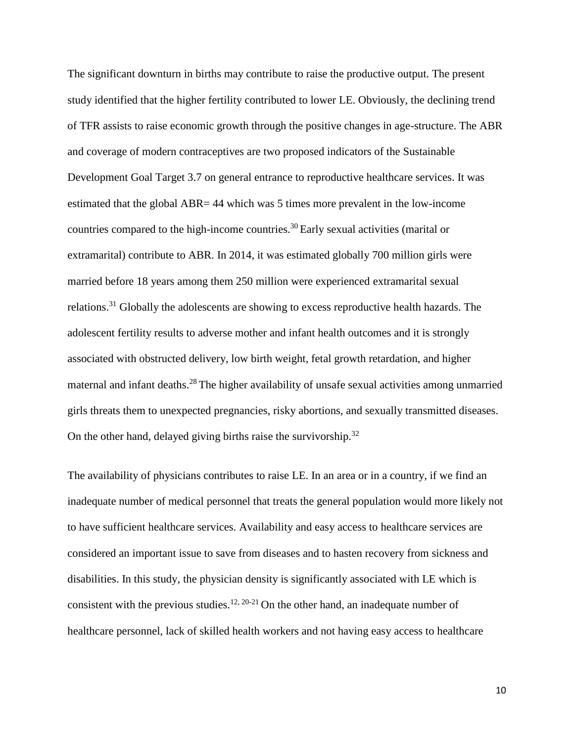The significant downturn in births may contribute to raise the productive output. The present study identified that the higher fertility contributed to lower LE. Obviously, the declining trend of TFR assists to raise economic growth through the positive changes in age-structure. The ABR and coverage of modern contraceptives are two proposed indicators of the Sustainable Development Goal Target 3.7 on general entrance to reproductive healthcare services. It was estimated that the global ABR= 44 which was 5 times more prevalent in the low-income countries compared to the high-income countries.[30] Early sexual activities (marital or extramarital) contribute to ABR. In 2014, it was estimated globally 700 million girls were married before 18 years among them 250 million were experienced extramarital sexual relations.[31] Globally the adolescents are showing to excess reproductive health hazards. The adolescent fertility results to adverse mother and infant health outcomes and it is strongly associated with obstructed delivery, low birth weight, fetal growth retardation, and higher maternal and infant deaths.[28] The higher availability of unsafe sexual activities among unmarried girls threats them to unexpected pregnancies, risky abortions, and sexually transmitted diseases. On the other hand, delayed giving births raise the survivorship.[32]

The availability of physicians contributes to raise LE. In an area or in a country, if we find an inadequate number of medical personnel that treats the general population would more likely not to have sufficient healthcare services. Availability and easy access to healthcare services are considered an important issue to save from diseases and to hasten recovery from sickness and disabilities. In this study, the physician density is significantly associated with LE which is consistent with the previous studies.[12, 20-21] On the other hand, an inadequate number of healthcare personnel, lack of skilled health workers and not having easy access to healthcare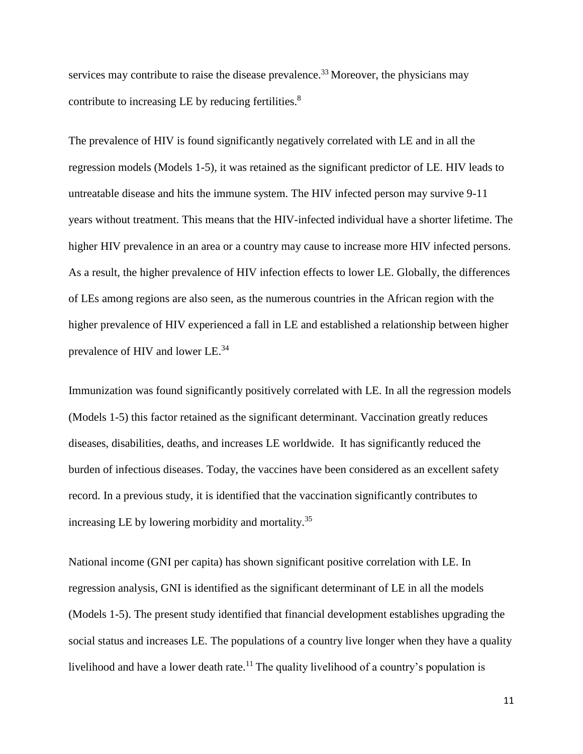services may contribute to raise the disease prevalence.[33] Moreover, the physicians may contribute to increasing LE by reducing fertilities.[8]

The prevalence of HIV is found significantly negatively correlated with LE and in all the regression models (Models 1-5), it was retained as the significant predictor of LE. HIV leads to untreatable disease and hits the immune system. The HIV infected person may survive 9-11 years without treatment. This means that the HIV-infected individual have a shorter lifetime. The higher HIV prevalence in an area or a country may cause to increase more HIV infected persons. As a result, the higher prevalence of HIV infection effects to lower LE. Globally, the differences of LEs among regions are also seen, as the numerous countries in the African region with the higher prevalence of HIV experienced a fall in LE and established a relationship between higher prevalence of HIV and lower LE.[34]

Immunization was found significantly positively correlated with LE. In all the regression models (Models 1-5) this factor retained as the significant determinant. Vaccination greatly reduces diseases, disabilities, deaths, and increases LE worldwide. It has significantly reduced the burden of infectious diseases. Today, the vaccines have been considered as an excellent safety record. In a previous study, it is identified that the vaccination significantly contributes to increasing LE by lowering morbidity and mortality.[35]

National income (GNI per capita) has shown significant positive correlation with LE. In regression analysis, GNI is identified as the significant determinant of LE in all the models (Models 1-5). The present study identified that financial development establishes upgrading the social status and increases LE. The populations of a country live longer when they have a quality livelihood and have a lower death rate.[11] The quality livelihood of a country's population is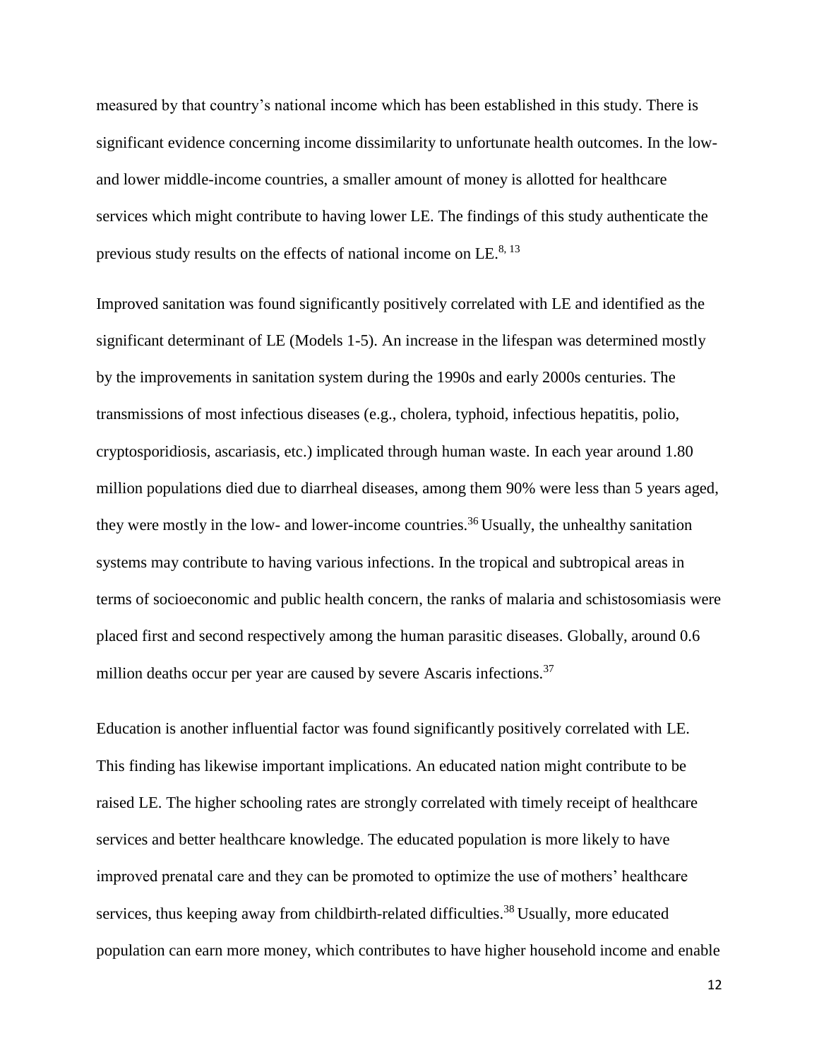measured by that country's national income which has been established in this study. There is significant evidence concerning income dissimilarity to unfortunate health outcomes. In the low- and lower middle-income countries, a smaller amount of money is allotted for healthcare services which might contribute to having lower LE. The findings of this study authenticate the previous study results on the effects of national income on LE.[8, 13]

Improved sanitation was found significantly positively correlated with LE and identified as the significant determinant of LE (Models 1-5). An increase in the lifespan was determined mostly by the improvements in sanitation system during the 1990s and early 2000s centuries. The transmissions of most infectious diseases (e.g., cholera, typhoid, infectious hepatitis, polio, cryptosporidiosis, ascariasis, etc.) implicated through human waste. In each year around 1.80 million populations died due to diarrheal diseases, among them 90% were less than 5 years aged, they were mostly in the low- and lower-income countries.[36] Usually, the unhealthy sanitation systems may contribute to having various infections. In the tropical and subtropical areas in terms of socioeconomic and public health concern, the ranks of malaria and schistosomiasis were placed first and second respectively among the human parasitic diseases. Globally, around 0.6 million deaths occur per year are caused by severe Ascaris infections.[37]

Education is another influential factor was found significantly positively correlated with LE. This finding has likewise important implications. An educated nation might contribute to be raised LE. The higher schooling rates are strongly correlated with timely receipt of healthcare services and better healthcare knowledge. The educated population is more likely to have improved prenatal care and they can be promoted to optimize the use of mothers' healthcare services, thus keeping away from childbirth-related difficulties.[38] Usually, more educated population can earn more money, which contributes to have higher household income and enable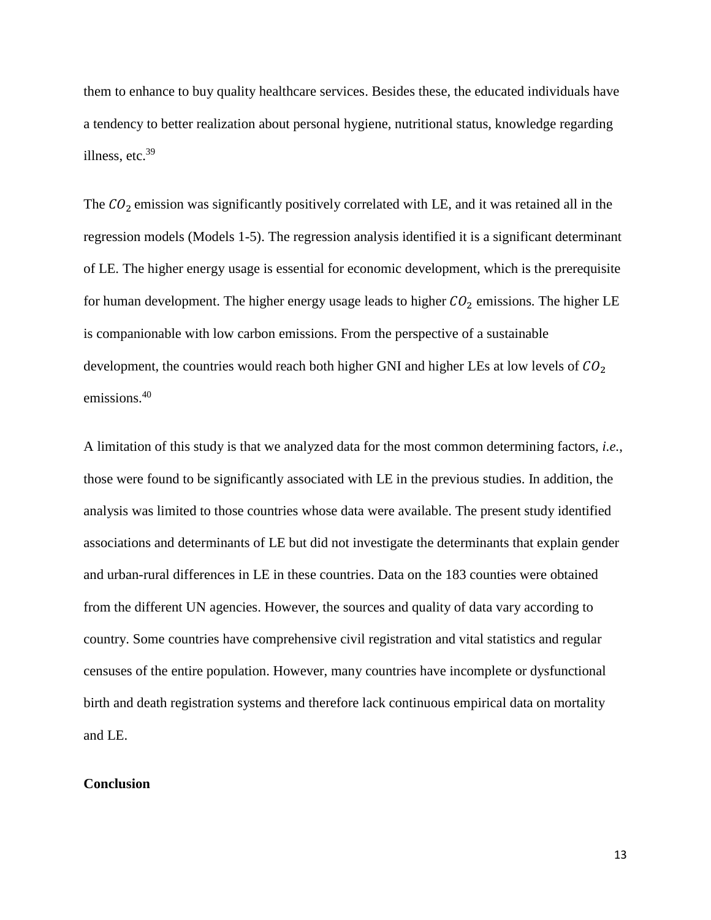them to enhance to buy quality healthcare services. Besides these, the educated individuals have a tendency to better realization about personal hygiene, nutritional status, knowledge regarding illness, etc.[39]

The $CO_2$ emission was significantly positively correlated with LE, and it was retained all in the regression models (Models 1-5). The regression analysis identified it is a significant determinant of LE. The higher energy usage is essential for economic development, which is the prerequisite for human development. The higher energy usage leads to higher $CO_2$ emissions. The higher LE is companionable with low carbon emissions. From the perspective of a sustainable development, the countries would reach both higher GNI and higher LEs at low levels of $CO_2$ emissions.[40]

A limitation of this study is that we analyzed data for the most common determining factors, *i.e.*, those were found to be significantly associated with LE in the previous studies. In addition, the analysis was limited to those countries whose data were available. The present study identified associations and determinants of LE but did not investigate the determinants that explain gender and urban-rural differences in LE in these countries. Data on the 183 counties were obtained from the different UN agencies. However, the sources and quality of data vary according to country. Some countries have comprehensive civil registration and vital statistics and regular censuses of the entire population. However, many countries have incomplete or dysfunctional birth and death registration systems and therefore lack continuous empirical data on mortality and LE.

**Conclusion**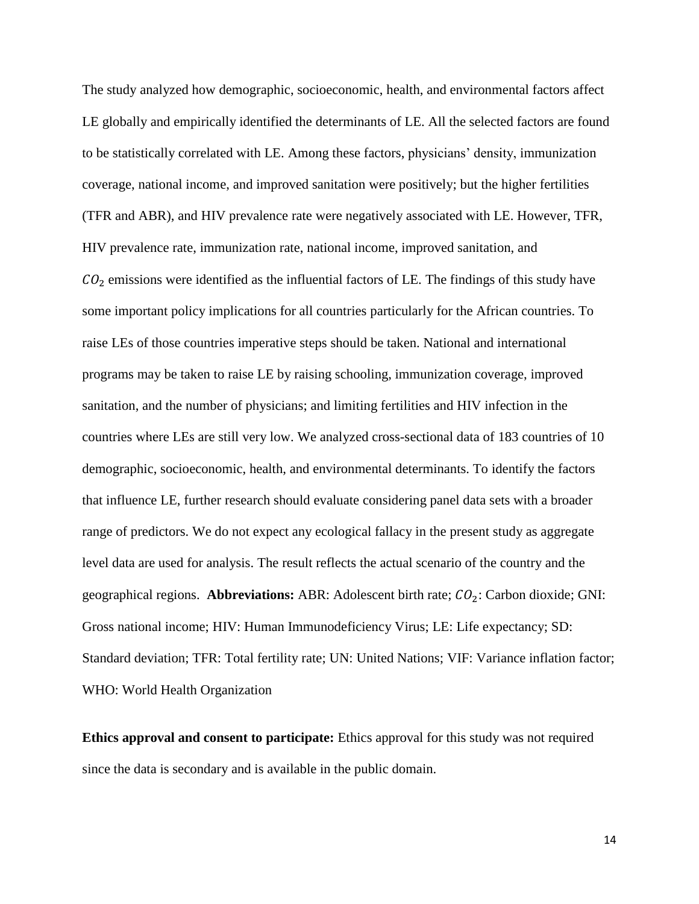The study analyzed how demographic, socioeconomic, health, and environmental factors affect LE globally and empirically identified the determinants of LE. All the selected factors are found to be statistically correlated with LE. Among these factors, physicians' density, immunization coverage, national income, and improved sanitation were positively; but the higher fertilities (TFR and ABR), and HIV prevalence rate were negatively associated with LE. However, TFR, HIV prevalence rate, immunization rate, national income, improved sanitation, and $CO_2$ emissions were identified as the influential factors of LE. The findings of this study have some important policy implications for all countries particularly for the African countries. To raise LEs of those countries imperative steps should be taken. National and international programs may be taken to raise LE by raising schooling, immunization coverage, improved sanitation, and the number of physicians; and limiting fertilities and HIV infection in the countries where LEs are still very low. We analyzed cross-sectional data of 183 countries of 10 demographic, socioeconomic, health, and environmental determinants. To identify the factors that influence LE, further research should evaluate considering panel data sets with a broader range of predictors. We do not expect any ecological fallacy in the present study as aggregate level data are used for analysis. The result reflects the actual scenario of the country and the geographical regions. **Abbreviations:** ABR: Adolescent birth rate; $CO_2$: Carbon dioxide; GNI: Gross national income; HIV: Human Immunodeficiency Virus; LE: Life expectancy; SD: Standard deviation; TFR: Total fertility rate; UN: United Nations; VIF: Variance inflation factor; WHO: World Health Organization

**Ethics approval and consent to participate:** Ethics approval for this study was not required since the data is secondary and is available in the public domain.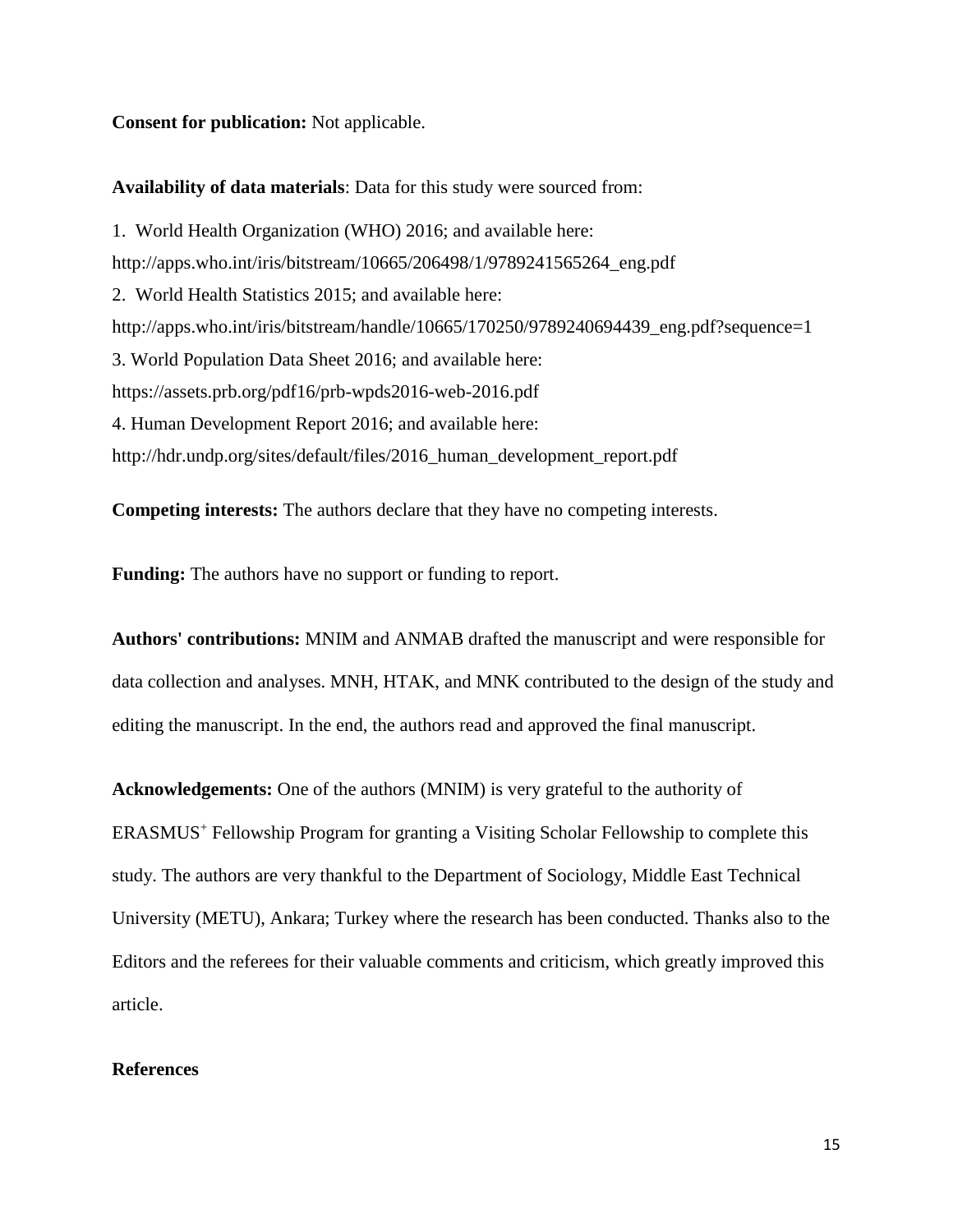**Consent for publication:** Not applicable.

**Availability of data materials**: Data for this study were sourced from:

1. World Health Organization (WHO) 2016; and available here: http://apps.who.int/iris/bitstream/10665/206498/1/9789241565264_eng.pdf
2. World Health Statistics 2015; and available here: http://apps.who.int/iris/bitstream/handle/10665/170250/9789240694439_eng.pdf?sequence=1
3. World Population Data Sheet 2016; and available here: https://assets.prb.org/pdf16/prb-wpds2016-web-2016.pdf
4. Human Development Report 2016; and available here: http://hdr.undp.org/sites/default/files/2016_human_development_report.pdf

**Competing interests:** The authors declare that they have no competing interests.

**Funding:** The authors have no support or funding to report.

**Authors' contributions:** MNIM and ANMAB drafted the manuscript and were responsible for data collection and analyses. MNH, HTAK, and MNK contributed to the design of the study and editing the manuscript. In the end, the authors read and approved the final manuscript.

**Acknowledgements:** One of the authors (MNIM) is very grateful to the authority of ERASMUS+ Fellowship Program for granting a Visiting Scholar Fellowship to complete this study. The authors are very thankful to the Department of Sociology, Middle East Technical University (METU), Ankara; Turkey where the research has been conducted. Thanks also to the Editors and the referees for their valuable comments and criticism, which greatly improved this article.

**References**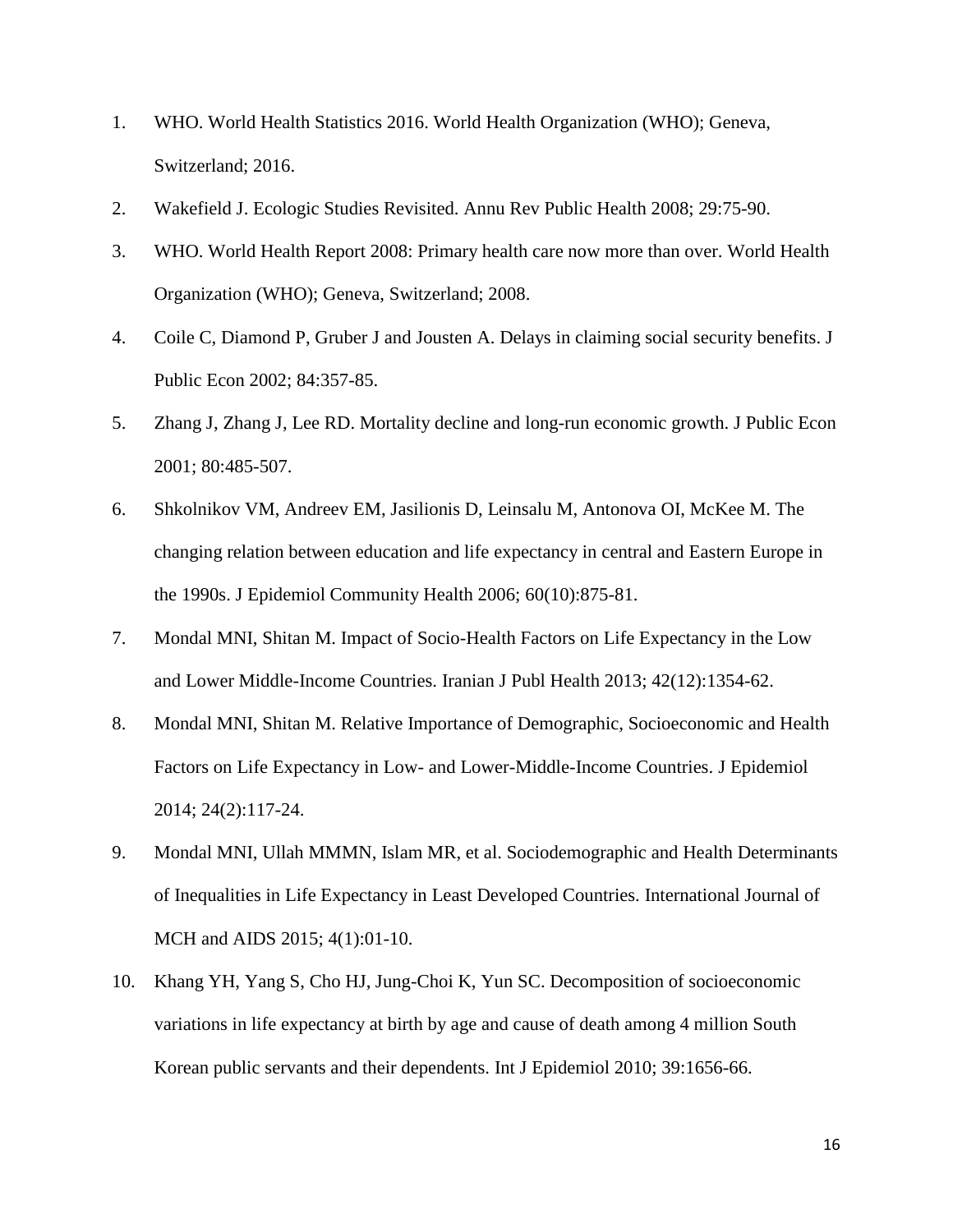1. WHO. World Health Statistics 2016. World Health Organization (WHO); Geneva, Switzerland; 2016.
2. Wakefield J. Ecologic Studies Revisited. Annu Rev Public Health 2008; 29:75-90.
3. WHO. World Health Report 2008: Primary health care now more than over. World Health Organization (WHO); Geneva, Switzerland; 2008.
4. Coile C, Diamond P, Gruber J and Jousten A. Delays in claiming social security benefits. J Public Econ 2002; 84:357-85.
5. Zhang J, Zhang J, Lee RD. Mortality decline and long-run economic growth. J Public Econ 2001; 80:485-507.
6. Shkolnikov VM, Andreev EM, Jasilionis D, Leinsalu M, Antonova OI, McKee M. The changing relation between education and life expectancy in central and Eastern Europe in the 1990s. J Epidemiol Community Health 2006; 60(10):875-81.
7. Mondal MNI, Shitan M. Impact of Socio-Health Factors on Life Expectancy in the Low and Lower Middle-Income Countries. Iranian J Publ Health 2013; 42(12):1354-62.
8. Mondal MNI, Shitan M. Relative Importance of Demographic, Socioeconomic and Health Factors on Life Expectancy in Low- and Lower-Middle-Income Countries. J Epidemiol 2014; 24(2):117-24.
9. Mondal MNI, Ullah MMMN, Islam MR, et al. Sociodemographic and Health Determinants of Inequalities in Life Expectancy in Least Developed Countries. International Journal of MCH and AIDS 2015; 4(1):01-10.
10. Khang YH, Yang S, Cho HJ, Jung-Choi K, Yun SC. Decomposition of socioeconomic variations in life expectancy at birth by age and cause of death among 4 million South Korean public servants and their dependents. Int J Epidemiol 2010; 39:1656-66.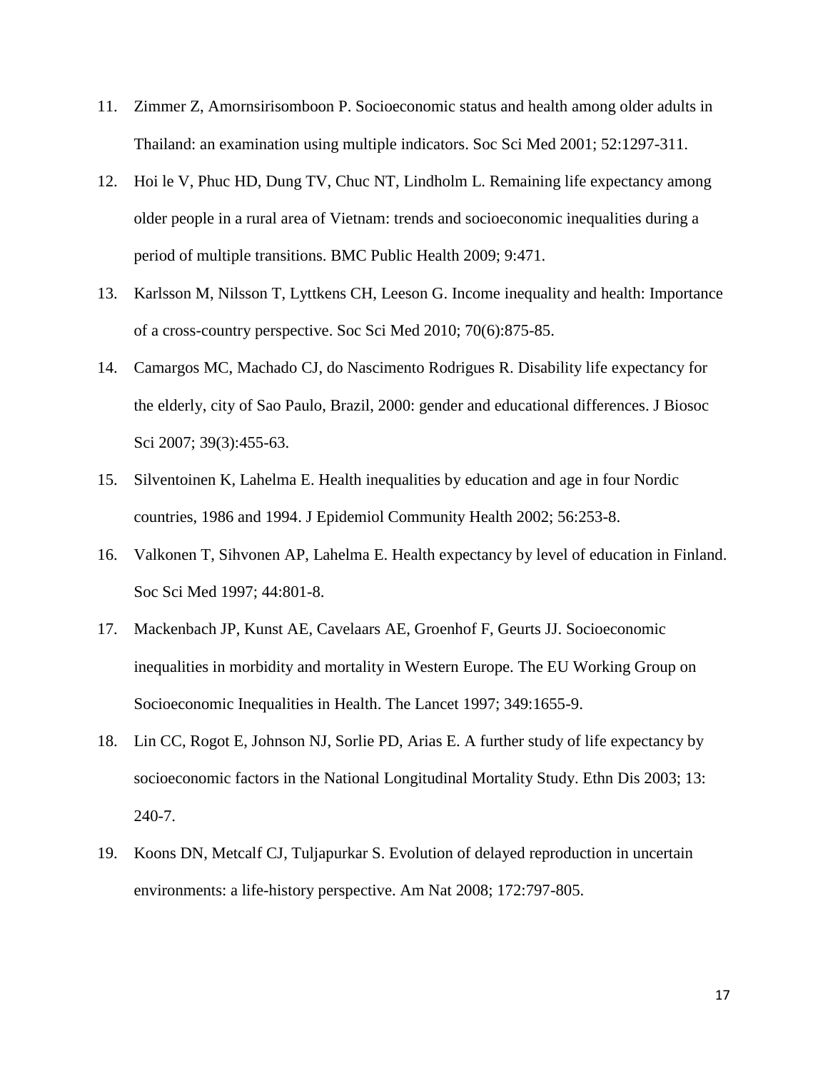11. Zimmer Z, Amornsirisomboon P. Socioeconomic status and health among older adults in Thailand: an examination using multiple indicators. Soc Sci Med 2001; 52:1297-311.
12. Hoi le V, Phuc HD, Dung TV, Chuc NT, Lindholm L. Remaining life expectancy among older people in a rural area of Vietnam: trends and socioeconomic inequalities during a period of multiple transitions. BMC Public Health 2009; 9:471.
13. Karlsson M, Nilsson T, Lyttkens CH, Leeson G. Income inequality and health: Importance of a cross-country perspective. Soc Sci Med 2010; 70(6):875-85.
14. Camargos MC, Machado CJ, do Nascimento Rodrigues R. Disability life expectancy for the elderly, city of Sao Paulo, Brazil, 2000: gender and educational differences. J Biosoc Sci 2007; 39(3):455-63.
15. Silventoinen K, Lahelma E. Health inequalities by education and age in four Nordic countries, 1986 and 1994. J Epidemiol Community Health 2002; 56:253-8.
16. Valkonen T, Sihvonen AP, Lahelma E. Health expectancy by level of education in Finland. Soc Sci Med 1997; 44:801-8.
17. Mackenbach JP, Kunst AE, Cavelaars AE, Groenhof F, Geurts JJ. Socioeconomic inequalities in morbidity and mortality in Western Europe. The EU Working Group on Socioeconomic Inequalities in Health. The Lancet 1997; 349:1655-9.
18. Lin CC, Rogot E, Johnson NJ, Sorlie PD, Arias E. A further study of life expectancy by socioeconomic factors in the National Longitudinal Mortality Study. Ethn Dis 2003; 13: 240-7.
19. Koons DN, Metcalf CJ, Tuljapurkar S. Evolution of delayed reproduction in uncertain environments: a life-history perspective. Am Nat 2008; 172:797-805.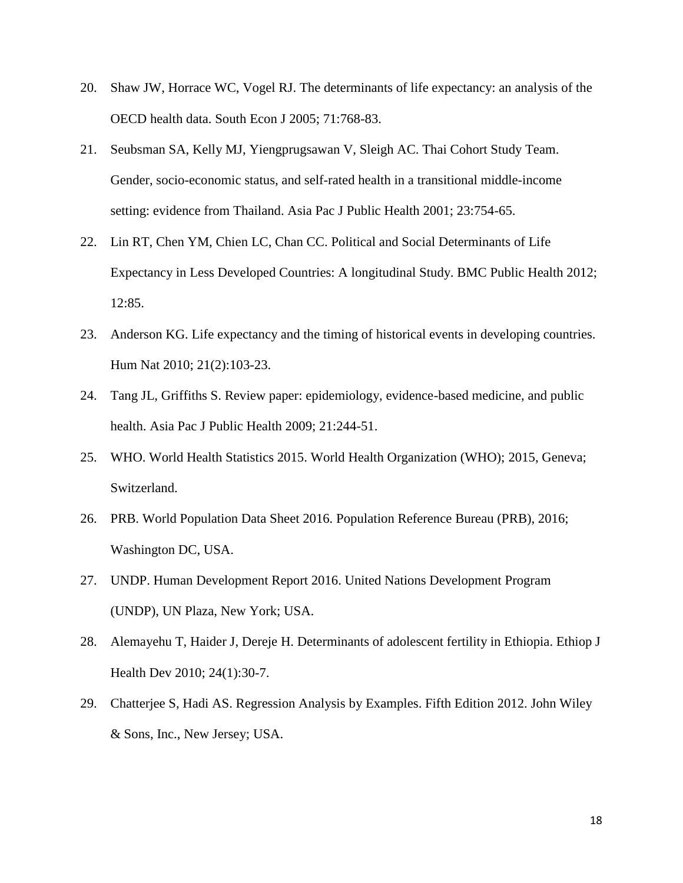20. Shaw JW, Horrace WC, Vogel RJ. The determinants of life expectancy: an analysis of the OECD health data. South Econ J 2005; 71:768-83.
21. Seubsman SA, Kelly MJ, Yiengprugsawan V, Sleigh AC. Thai Cohort Study Team. Gender, socio-economic status, and self-rated health in a transitional middle-income setting: evidence from Thailand. Asia Pac J Public Health 2001; 23:754-65.
22. Lin RT, Chen YM, Chien LC, Chan CC. Political and Social Determinants of Life Expectancy in Less Developed Countries: A longitudinal Study. BMC Public Health 2012; 12:85.
23. Anderson KG. Life expectancy and the timing of historical events in developing countries. Hum Nat 2010; 21(2):103-23.
24. Tang JL, Griffiths S. Review paper: epidemiology, evidence-based medicine, and public health. Asia Pac J Public Health 2009; 21:244-51.
25. WHO. World Health Statistics 2015. World Health Organization (WHO); 2015, Geneva; Switzerland.
26. PRB. World Population Data Sheet 2016. Population Reference Bureau (PRB), 2016; Washington DC, USA.
27. UNDP. Human Development Report 2016. United Nations Development Program (UNDP), UN Plaza, New York; USA.
28. Alemayehu T, Haider J, Dereje H. Determinants of adolescent fertility in Ethiopia. Ethiop J Health Dev 2010; 24(1):30-7.
29. Chatterjee S, Hadi AS. Regression Analysis by Examples. Fifth Edition 2012. John Wiley & Sons, Inc., New Jersey; USA.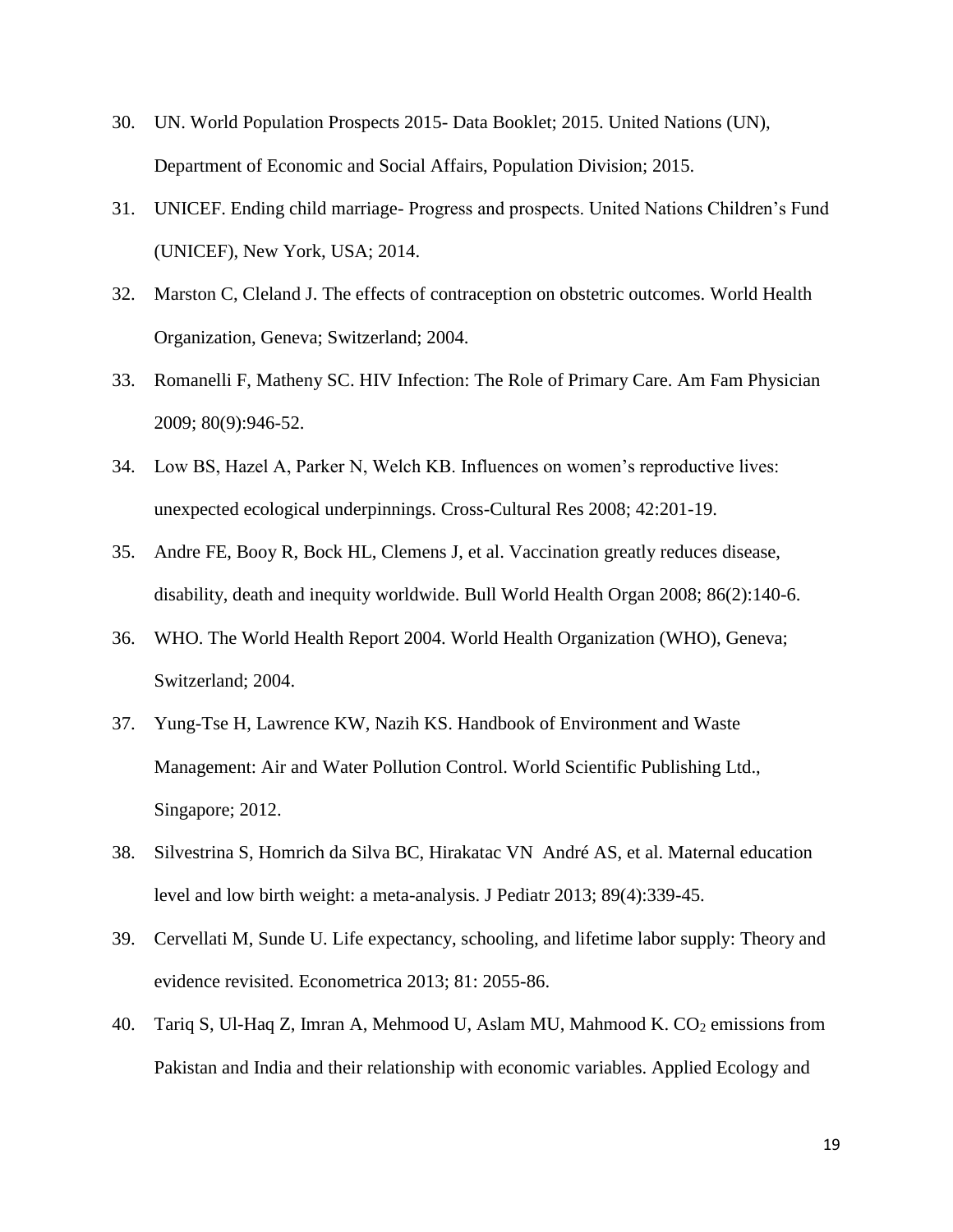30. UN. World Population Prospects 2015- Data Booklet; 2015. United Nations (UN), Department of Economic and Social Affairs, Population Division; 2015.
31. UNICEF. Ending child marriage- Progress and prospects. United Nations Children's Fund (UNICEF), New York, USA; 2014.
32. Marston C, Cleland J. The effects of contraception on obstetric outcomes. World Health Organization, Geneva; Switzerland; 2004.
33. Romanelli F, Matheny SC. HIV Infection: The Role of Primary Care. Am Fam Physician 2009; 80(9):946-52.
34. Low BS, Hazel A, Parker N, Welch KB. Influences on women's reproductive lives: unexpected ecological underpinnings. Cross-Cultural Res 2008; 42:201-19.
35. Andre FE, Booy R, Bock HL, Clemens J, et al. Vaccination greatly reduces disease, disability, death and inequity worldwide. Bull World Health Organ 2008; 86(2):140-6.
36. WHO. The World Health Report 2004. World Health Organization (WHO), Geneva; Switzerland; 2004.
37. Yung-Tse H, Lawrence KW, Nazih KS. Handbook of Environment and Waste Management: Air and Water Pollution Control. World Scientific Publishing Ltd., Singapore; 2012.
38. Silvestrina S, Homrich da Silva BC, Hirakatac VN André AS, et al. Maternal education level and low birth weight: a meta-analysis. J Pediatr 2013; 89(4):339-45.
39. Cervellati M, Sunde U. Life expectancy, schooling, and lifetime labor supply: Theory and evidence revisited. Econometrica 2013; 81: 2055-86.
40. Tariq S, Ul-Haq Z, Imran A, Mehmood U, Aslam MU, Mahmood K. $CO_2$ emissions from Pakistan and India and their relationship with economic variables. Applied Ecology and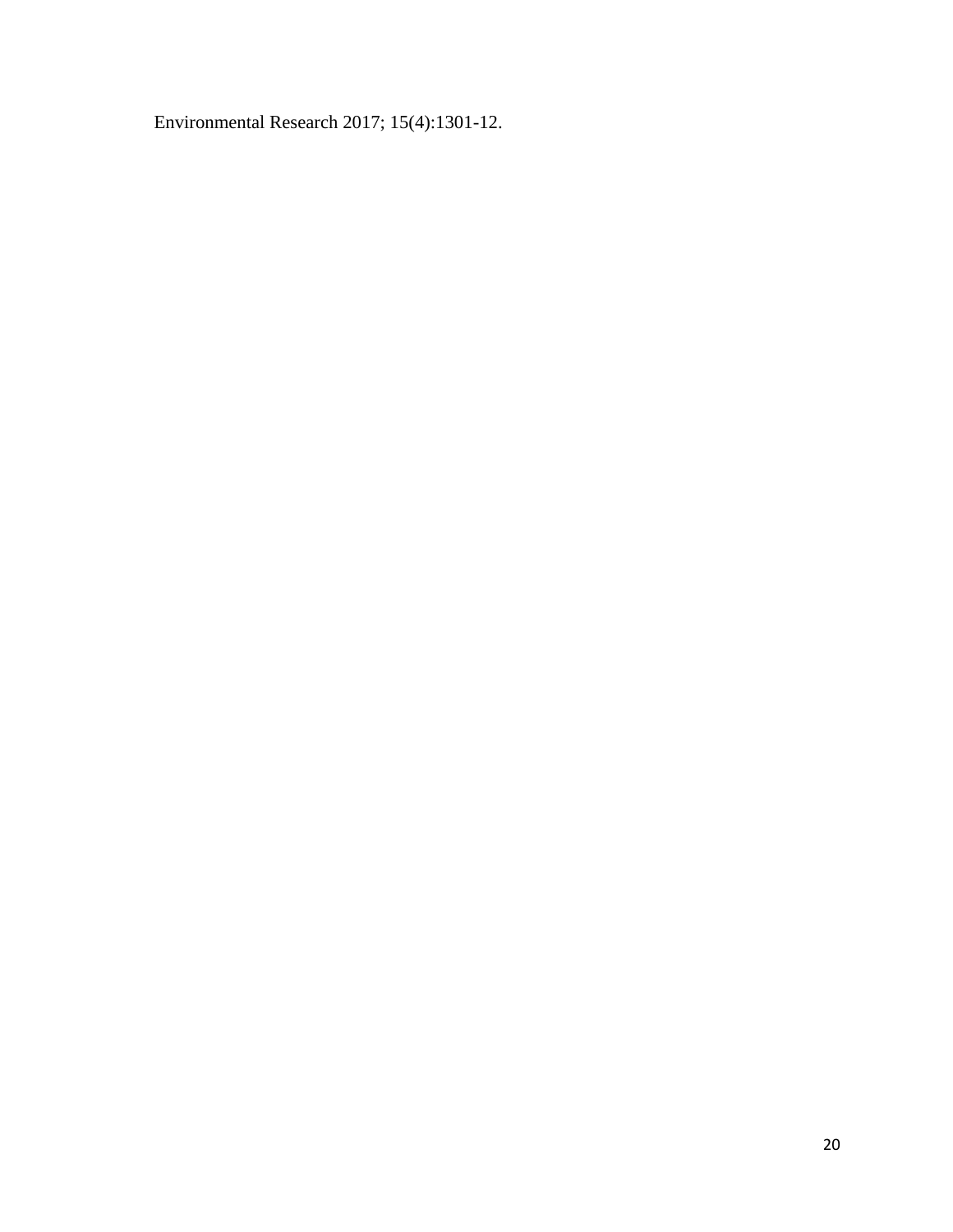Environmental Research 2017; 15(4):1301-12.